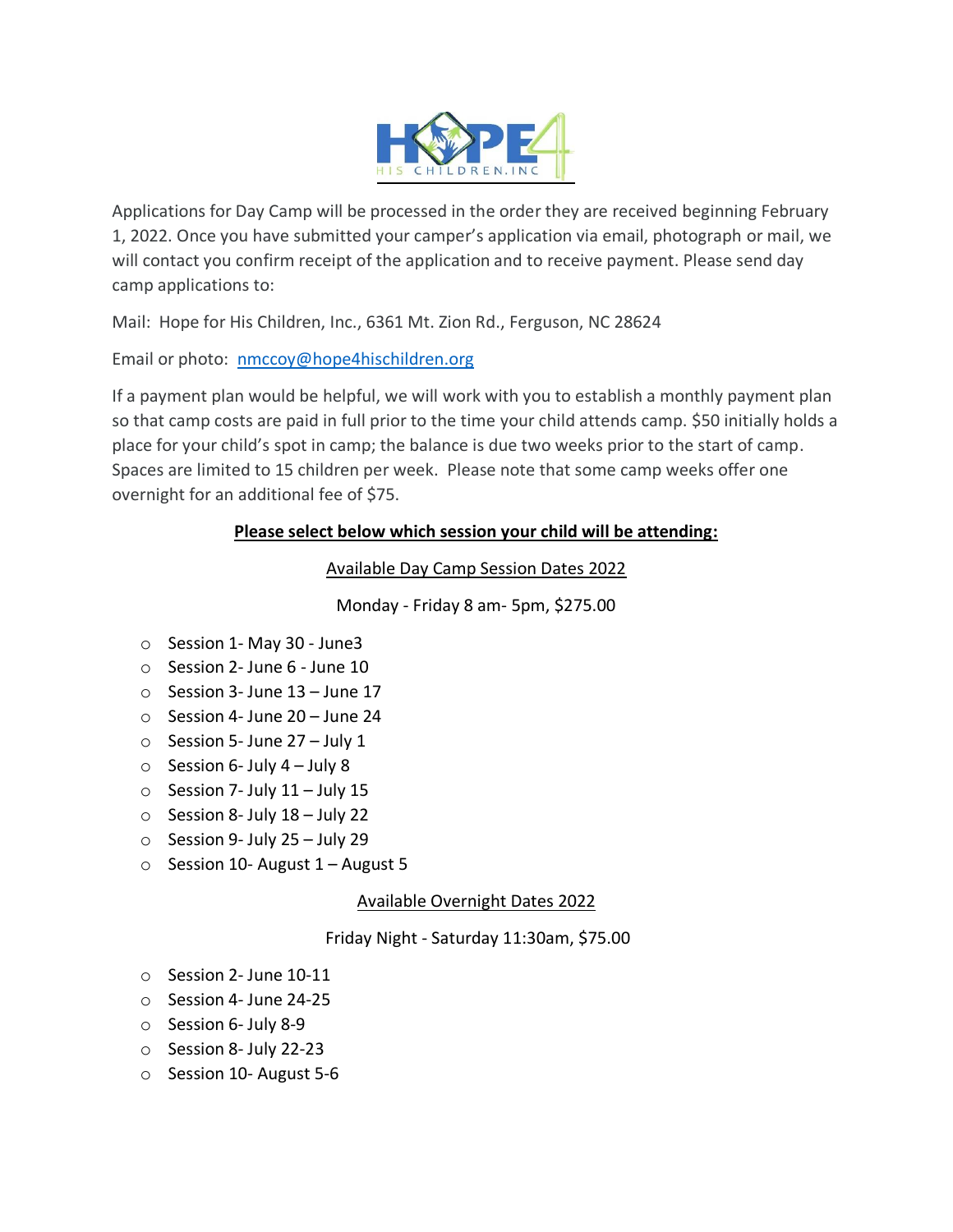Applications for Day Camp will be processed in the order they are received beginning February 1, 2022. Once you have submitted your camper's application via email, photograph or mail, we will contact you confirm receipt of the application and to receive payment. Please send day camp applications to:

Mail: Hope for His Children, Inc., 6361 Mt. Zion Rd., Ferguson, NC 28624

Email or photo: nmccoy@hope4hischildren.org

If a payment plan would be helpful, we will work with you to establish a monthly payment plan so that camp costs are paid in full prior to the time your child attends camp. $50 initially holds a place for your child's spot in camp; the balance is due two weeks prior to the start of camp. Spaces are limited to 15 children per week. Please note that some camp weeks offer one overnight for an additional fee of $75.

**Please select below which session your child will be attending:**

Available Day Camp Session Dates 2022

Monday - Friday 8 am- 5pm, $275.00

- Session 1- May 30 - June3
- Session 2- June 6 - June 10
- Session 3- June 13 – June 17
- Session 4- June 20 – June 24
- Session 5- June 27 – July 1
- Session 6- July 4 – July 8
- Session 7- July 11 – July 15
- Session 8- July 18 – July 22
- Session 9- July 25 – July 29
- Session 10- August 1 – August 5

Available Overnight Dates 2022

Friday Night - Saturday 11:30am, $75.00

- Session 2- June 10-11
- Session 4- June 24-25
- Session 6- July 8-9
- Session 8- July 22-23
- Session 10- August 5-6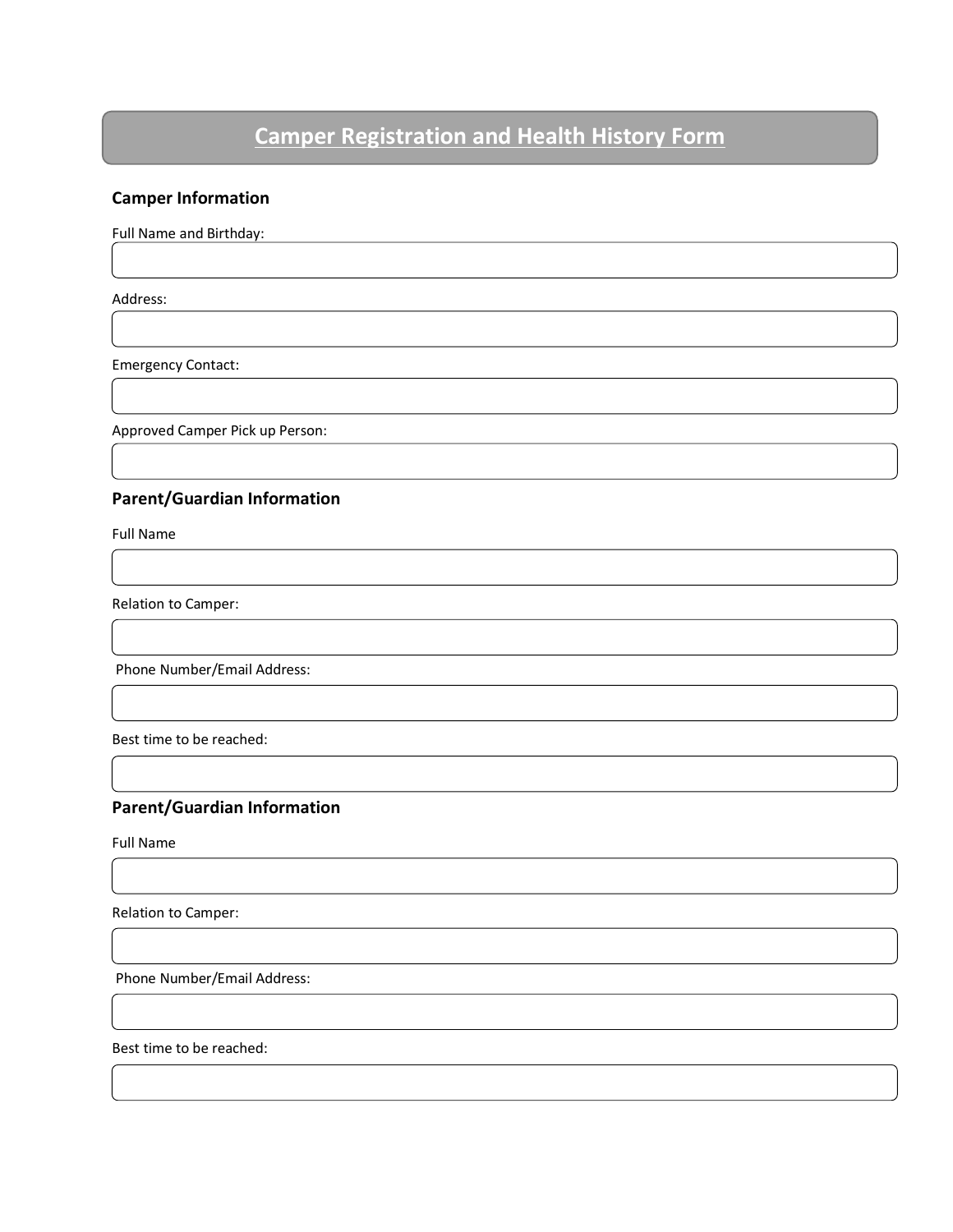# Camper Registration and Health History Form

## Camper Information

Full Name and Birthday:

Address:

Emergency Contact:

Approved Camper Pick up Person:

## Parent/Guardian Information

Full Name

Relation to Camper:

Phone Number/Email Address:

Best time to be reached:

## Parent/Guardian Information

Full Name

Relation to Camper:

Phone Number/Email Address:

Best time to be reached: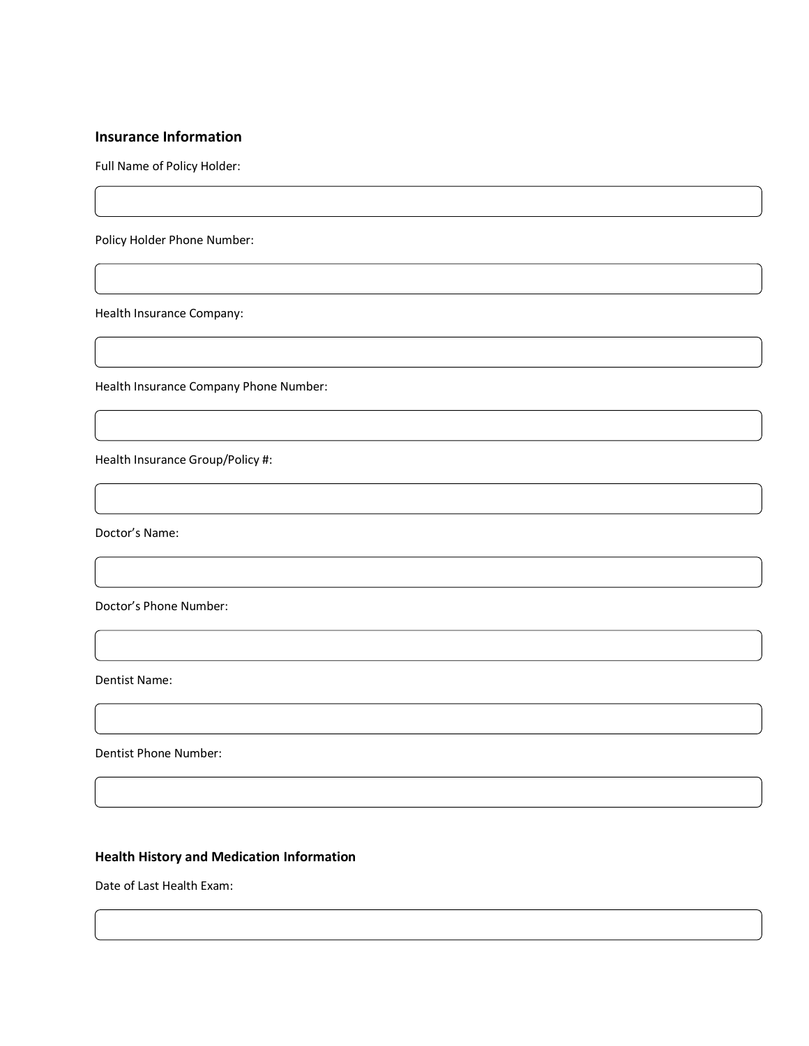## Insurance Information

Full Name of Policy Holder:

Policy Holder Phone Number:

Health Insurance Company:

Health Insurance Company Phone Number:

Health Insurance Group/Policy #:

Doctor's Name:

Doctor's Phone Number:

Dentist Name:

Dentist Phone Number:

## Health History and Medication Information

Date of Last Health Exam: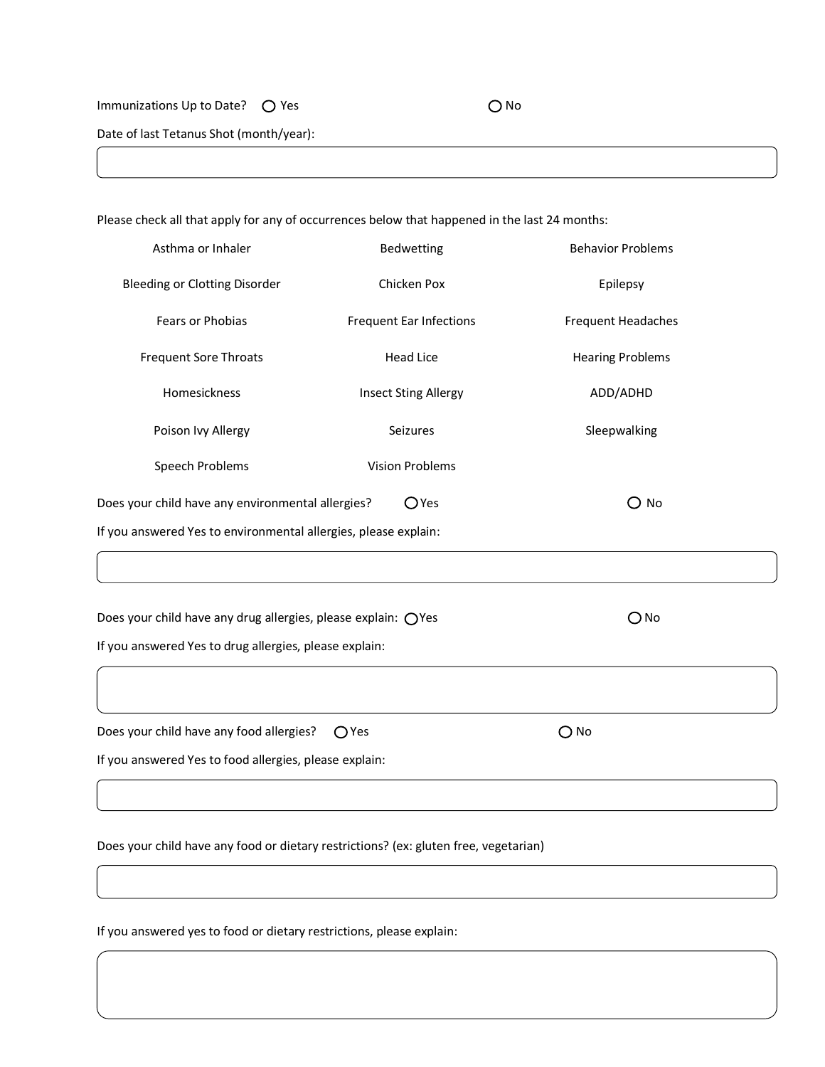Immunizations Up to Date? ○ Yes ○ No

Date of last Tetanus Shot (month/year):

&nbsp;

Please check all that apply for any of occurrences below that happened in the last 24 months:

| | | |
|---|---|---|
| Asthma or Inhaler | Bedwetting | Behavior Problems |
| Bleeding or Clotting Disorder | Chicken Pox | Epilepsy |
| Fears or Phobias | Frequent Ear Infections | Frequent Headaches |
| Frequent Sore Throats | Head Lice | Hearing Problems |
| Homesickness | Insect Sting Allergy | ADD/ADHD |
| Poison Ivy Allergy | Seizures | Sleepwalking |
| Speech Problems | Vision Problems | |

Does your child have any environmental allergies? ○ Yes ○ No

If you answered Yes to environmental allergies, please explain:

&nbsp;

Does your child have any drug allergies, please explain: ○ Yes ○ No

If you answered Yes to drug allergies, please explain:

&nbsp;

Does your child have any food allergies? ○ Yes ○ No

If you answered Yes to food allergies, please explain:

&nbsp;

Does your child have any food or dietary restrictions? (ex: gluten free, vegetarian)

&nbsp;

If you answered yes to food or dietary restrictions, please explain: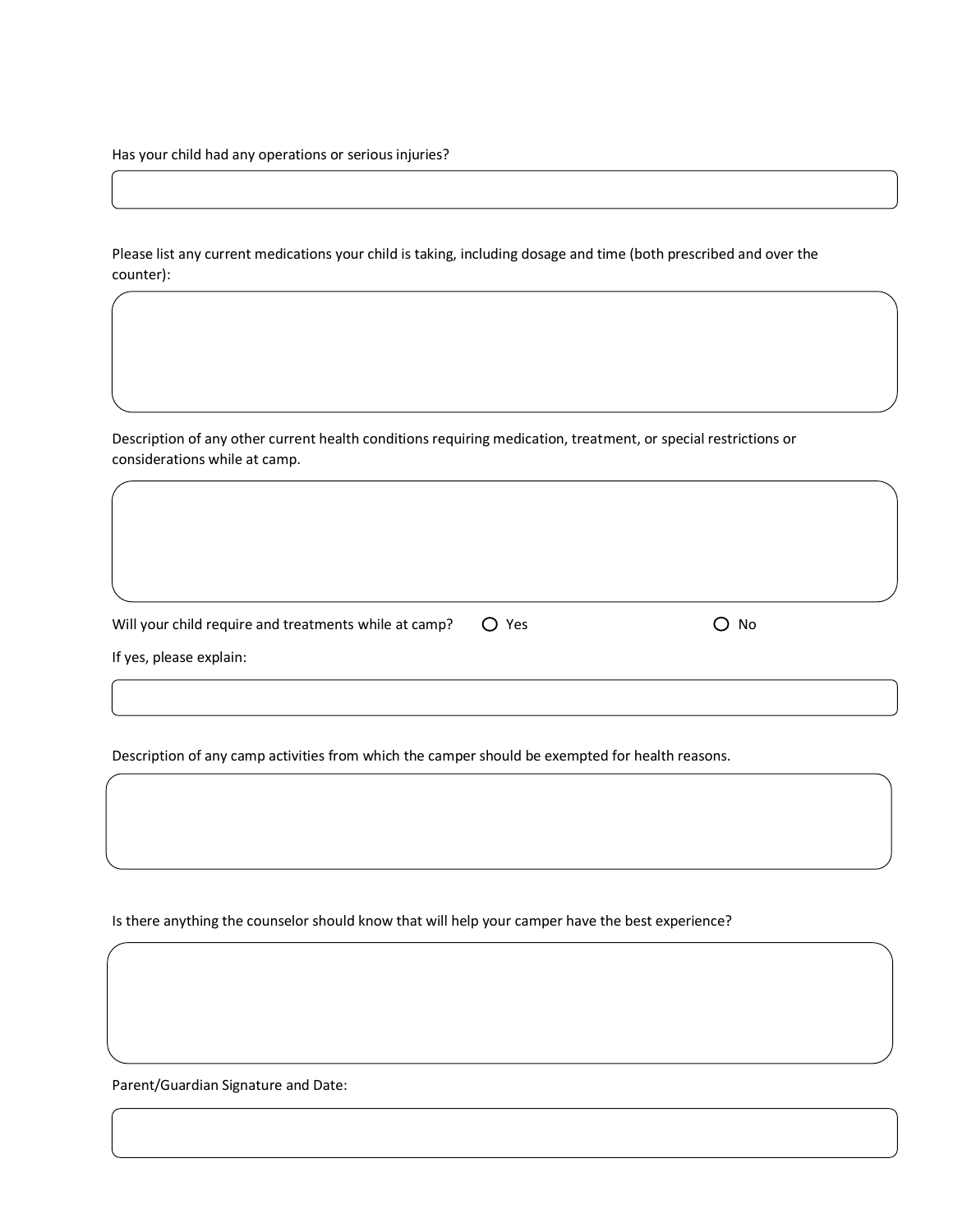Has your child had any operations or serious injuries?

Please list any current medications your child is taking, including dosage and time (both prescribed and over the counter):

Description of any other current health conditions requiring medication, treatment, or special restrictions or considerations while at camp.

Will your child require and treatments while at camp? ○ Yes ○ No

If yes, please explain:

Description of any camp activities from which the camper should be exempted for health reasons.

Is there anything the counselor should know that will help your camper have the best experience?

Parent/Guardian Signature and Date: